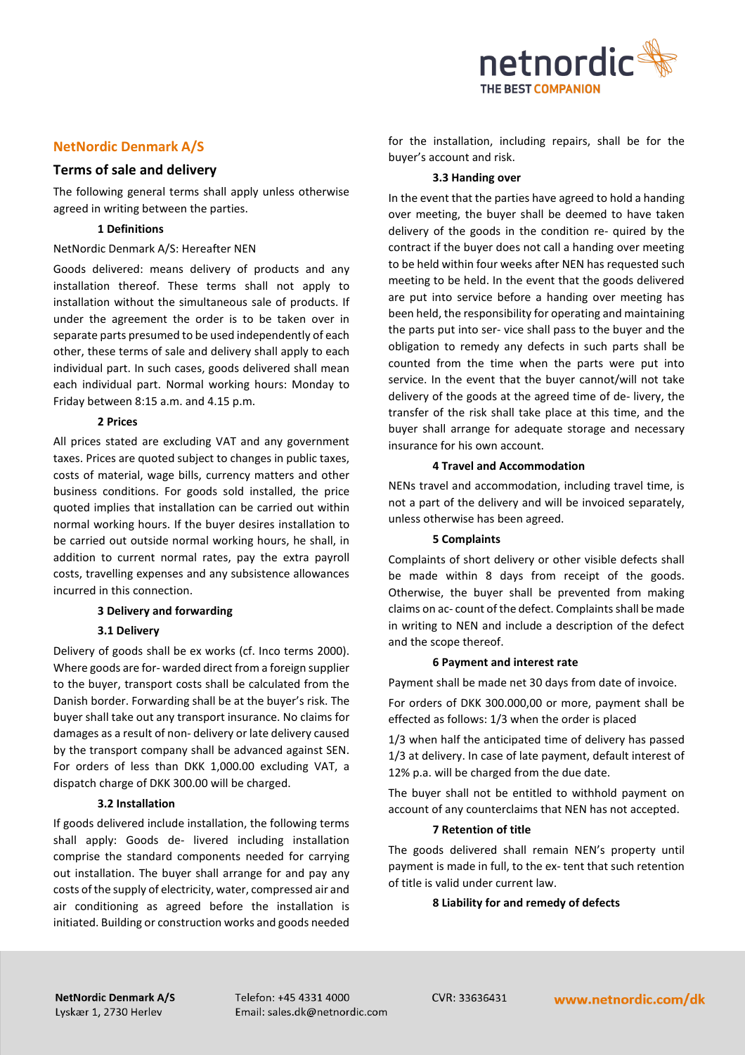## NetNordic Denmark A/S

### Terms of sale and delivery

The following general terms shall apply unless otherwise agreed in writing between the parties.

#### 1 Definitions

NetNordic Denmark A/S: Hereafter NEN

Goods delivered: means delivery of products and any installation thereof. These terms shall not apply to installation without the simultaneous sale of products. If under the agreement the order is to be taken over in separate parts presumed to be used independently of each other, these terms of sale and delivery shall apply to each individual part. In such cases, goods delivered shall mean each individual part. Normal working hours: Monday to Friday between 8:15 a.m. and 4.15 p.m.

#### 2 Prices

All prices stated are excluding VAT and any government taxes. Prices are quoted subject to changes in public taxes, costs of material, wage bills, currency matters and other business conditions. For goods sold installed, the price quoted implies that installation can be carried out within normal working hours. If the buyer desires installation to be carried out outside normal working hours, he shall, in addition to current normal rates, pay the extra payroll costs, travelling expenses and any subsistence allowances incurred in this connection.

#### 3 Delivery and forwarding

#### 3.1 Delivery

Delivery of goods shall be ex works (cf. Inco terms 2000). Where goods are for- warded direct from a foreign supplier to the buyer, transport costs shall be calculated from the Danish border. Forwarding shall be at the buyer's risk. The buyer shall take out any transport insurance. No claims for damages as a result of non- delivery or late delivery caused by the transport company shall be advanced against SEN. For orders of less than DKK 1,000.00 excluding VAT, a dispatch charge of DKK 300.00 will be charged.

#### 3.2 Installation

If goods delivered include installation, the following terms shall apply: Goods de- livered including installation comprise the standard components needed for carrying out installation. The buyer shall arrange for and pay any costs of the supply of electricity, water, compressed air and air conditioning as agreed before the installation is initiated. Building or construction works and goods needed for the installation, including repairs, shall be for the buyer's account and risk.

#### 3.3 Handing over

In the event that the parties have agreed to hold a handing over meeting, the buyer shall be deemed to have taken delivery of the goods in the condition re- quired by the contract if the buyer does not call a handing over meeting to be held within four weeks after NEN has requested such meeting to be held. In the event that the goods delivered are put into service before a handing over meeting has been held, the responsibility for operating and maintaining the parts put into ser- vice shall pass to the buyer and the obligation to remedy any defects in such parts shall be counted from the time when the parts were put into service. In the event that the buyer cannot/will not take delivery of the goods at the agreed time of de- livery, the transfer of the risk shall take place at this time, and the buyer shall arrange for adequate storage and necessary insurance for his own account.

#### 4 Travel and Accommodation

NENs travel and accommodation, including travel time, is not a part of the delivery and will be invoiced separately, unless otherwise has been agreed.

#### 5 Complaints

Complaints of short delivery or other visible defects shall be made within 8 days from receipt of the goods. Otherwise, the buyer shall be prevented from making claims on ac- count of the defect. Complaints shall be made in writing to NEN and include a description of the defect and the scope thereof.

#### 6 Payment and interest rate

Payment shall be made net 30 days from date of invoice.

For orders of DKK 300.000,00 or more, payment shall be effected as follows: 1/3 when the order is placed

1/3 when half the anticipated time of delivery has passed 1/3 at delivery. In case of late payment, default interest of 12% p.a. will be charged from the due date.

The buyer shall not be entitled to withhold payment on account of any counterclaims that NEN has not accepted.

#### 7 Retention of title

The goods delivered shall remain NEN's property until payment is made in full, to the ex- tent that such retention of title is valid under current law.

#### 8 Liability for and remedy of defects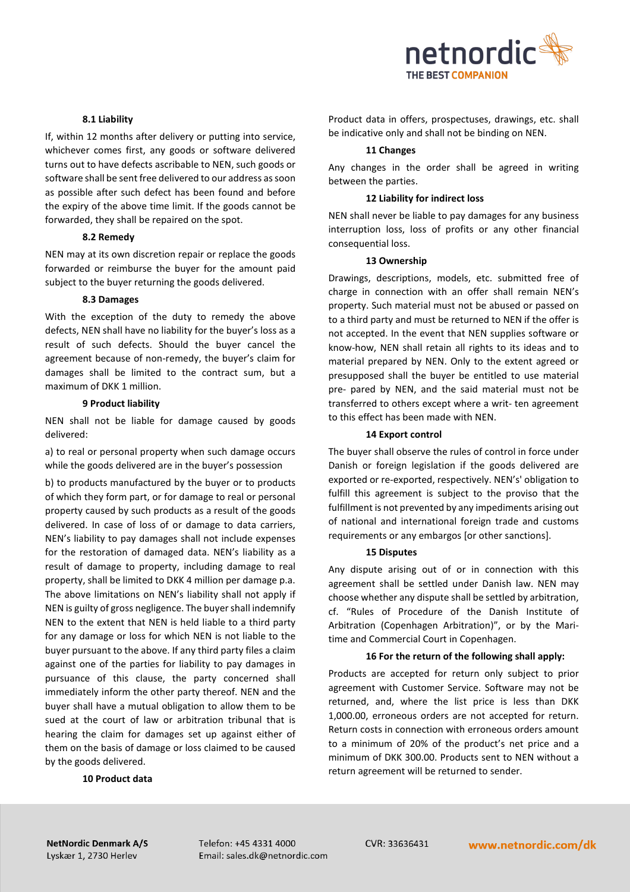### 8.1 Liability

If, within 12 months after delivery or putting into service, whichever comes first, any goods or software delivered turns out to have defects ascribable to NEN, such goods or software shall be sent free delivered to our address as soon as possible after such defect has been found and before the expiry of the above time limit. If the goods cannot be forwarded, they shall be repaired on the spot.

### 8.2 Remedy

NEN may at its own discretion repair or replace the goods forwarded or reimburse the buyer for the amount paid subject to the buyer returning the goods delivered.

### 8.3 Damages

With the exception of the duty to remedy the above defects, NEN shall have no liability for the buyer's loss as a result of such defects. Should the buyer cancel the agreement because of non-remedy, the buyer's claim for damages shall be limited to the contract sum, but a maximum of DKK 1 million.

### 9 Product liability

NEN shall not be liable for damage caused by goods delivered:

a) to real or personal property when such damage occurs while the goods delivered are in the buyer's possession

b) to products manufactured by the buyer or to products of which they form part, or for damage to real or personal property caused by such products as a result of the goods delivered. In case of loss of or damage to data carriers, NEN's liability to pay damages shall not include expenses for the restoration of damaged data. NEN's liability as a result of damage to property, including damage to real property, shall be limited to DKK 4 million per damage p.a. The above limitations on NEN's liability shall not apply if NEN is guilty of gross negligence. The buyer shall indemnify NEN to the extent that NEN is held liable to a third party for any damage or loss for which NEN is not liable to the buyer pursuant to the above. If any third party files a claim against one of the parties for liability to pay damages in pursuance of this clause, the party concerned shall immediately inform the other party thereof. NEN and the buyer shall have a mutual obligation to allow them to be sued at the court of law or arbitration tribunal that is hearing the claim for damages set up against either of them on the basis of damage or loss claimed to be caused by the goods delivered.

### 10 Product data

Product data in offers, prospectuses, drawings, etc. shall be indicative only and shall not be binding on NEN.

### 11 Changes

Any changes in the order shall be agreed in writing between the parties.

### 12 Liability for indirect loss

NEN shall never be liable to pay damages for any business interruption loss, loss of profits or any other financial consequential loss.

### 13 Ownership

Drawings, descriptions, models, etc. submitted free of charge in connection with an offer shall remain NEN's property. Such material must not be abused or passed on to a third party and must be returned to NEN if the offer is not accepted. In the event that NEN supplies software or know-how, NEN shall retain all rights to its ideas and to material prepared by NEN. Only to the extent agreed or presupposed shall the buyer be entitled to use material pre- pared by NEN, and the said material must not be transferred to others except where a writ- ten agreement to this effect has been made with NEN.

### 14 Export control

The buyer shall observe the rules of control in force under Danish or foreign legislation if the goods delivered are exported or re-exported, respectively. NEN's' obligation to fulfill this agreement is subject to the proviso that the fulfillment is not prevented by any impediments arising out of national and international foreign trade and customs requirements or any embargos [or other sanctions].

### 15 Disputes

Any dispute arising out of or in connection with this agreement shall be settled under Danish law. NEN may choose whether any dispute shall be settled by arbitration, cf. "Rules of Procedure of the Danish Institute of Arbitration (Copenhagen Arbitration)", or by the Mari- time and Commercial Court in Copenhagen.

### 16 For the return of the following shall apply:

Products are accepted for return only subject to prior agreement with Customer Service. Software may not be returned, and, where the list price is less than DKK 1,000.00, erroneous orders are not accepted for return. Return costs in connection with erroneous orders amount to a minimum of 20% of the product's net price and a minimum of DKK 300.00. Products sent to NEN without a return agreement will be returned to sender.